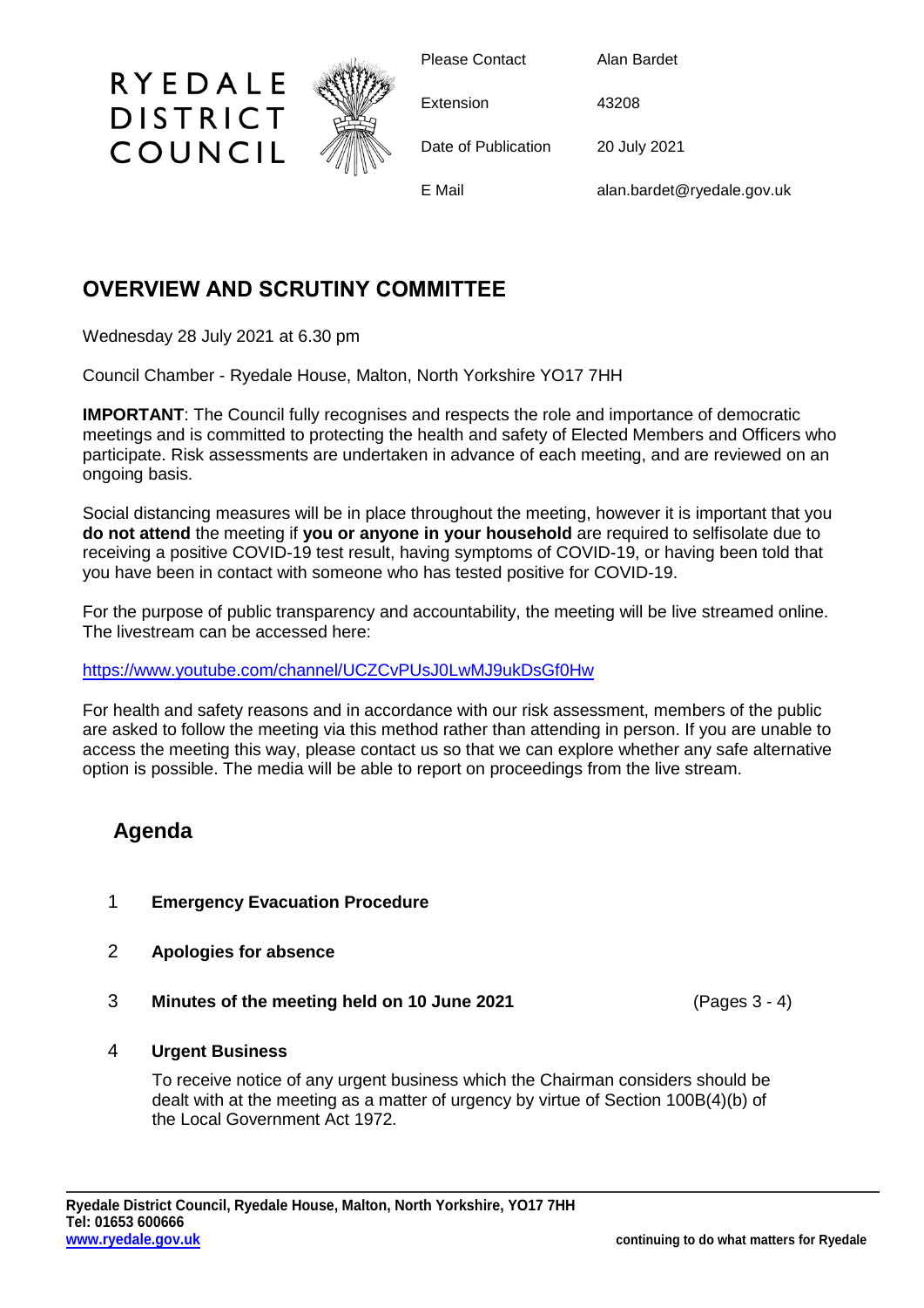RYEDALE DISTRICT COUNCIL

| | |
|---|---|
| Please Contact | Alan Bardet |
| Extension | 43208 |
| Date of Publication | 20 July 2021 |
| E Mail | alan.bardet@ryedale.gov.uk |

## OVERVIEW AND SCRUTINY COMMITTEE

Wednesday 28 July 2021 at 6.30 pm

Council Chamber - Ryedale House, Malton, North Yorkshire YO17 7HH

**IMPORTANT**: The Council fully recognises and respects the role and importance of democratic meetings and is committed to protecting the health and safety of Elected Members and Officers who participate. Risk assessments are undertaken in advance of each meeting, and are reviewed on an ongoing basis.

Social distancing measures will be in place throughout the meeting, however it is important that you **do not attend** the meeting if **you or anyone in your household** are required to selfisolate due to receiving a positive COVID-19 test result, having symptoms of COVID-19, or having been told that you have been in contact with someone who has tested positive for COVID-19.

For the purpose of public transparency and accountability, the meeting will be live streamed online. The livestream can be accessed here:

https://www.youtube.com/channel/UCZCvPUsJ0LwMJ9ukDsGf0Hw

For health and safety reasons and in accordance with our risk assessment, members of the public are asked to follow the meeting via this method rather than attending in person. If you are unable to access the meeting this way, please contact us so that we can explore whether any safe alternative option is possible. The media will be able to report on proceedings from the live stream.

## Agenda

1 **Emergency Evacuation Procedure**

2 **Apologies for absence**

3 **Minutes of the meeting held on 10 June 2021** (Pages 3 - 4)

4 **Urgent Business**

To receive notice of any urgent business which the Chairman considers should be dealt with at the meeting as a matter of urgency by virtue of Section 100B(4)(b) of the Local Government Act 1972.

Ryedale District Council, Ryedale House, Malton, North Yorkshire, YO17 7HH
Tel: 01653 600666
www.ryedale.gov.uk

continuing to do what matters for Ryedale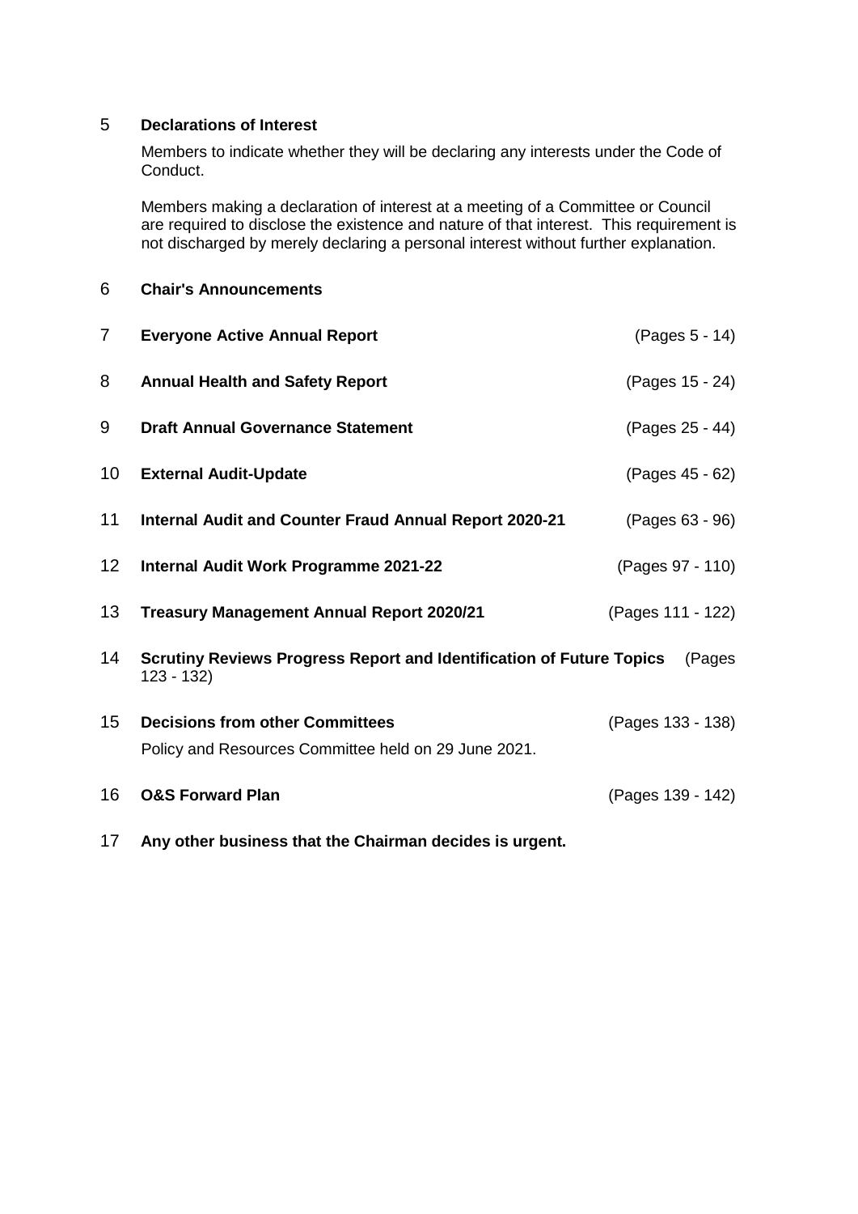5 **Declarations of Interest**

Members to indicate whether they will be declaring any interests under the Code of Conduct.

Members making a declaration of interest at a meeting of a Committee or Council are required to disclose the existence and nature of that interest. This requirement is not discharged by merely declaring a personal interest without further explanation.

6 **Chair's Announcements**

7 **Everyone Active Annual Report** (Pages 5 - 14)

8 **Annual Health and Safety Report** (Pages 15 - 24)

9 **Draft Annual Governance Statement** (Pages 25 - 44)

10 **External Audit-Update** (Pages 45 - 62)

11 **Internal Audit and Counter Fraud Annual Report 2020-21** (Pages 63 - 96)

12 **Internal Audit Work Programme 2021-22** (Pages 97 - 110)

13 **Treasury Management Annual Report 2020/21** (Pages 111 - 122)

14 **Scrutiny Reviews Progress Report and Identification of Future Topics** (Pages 123 - 132)

15 **Decisions from other Committees** (Pages 133 - 138)

Policy and Resources Committee held on 29 June 2021.

16 **O&S Forward Plan** (Pages 139 - 142)

17 **Any other business that the Chairman decides is urgent.**